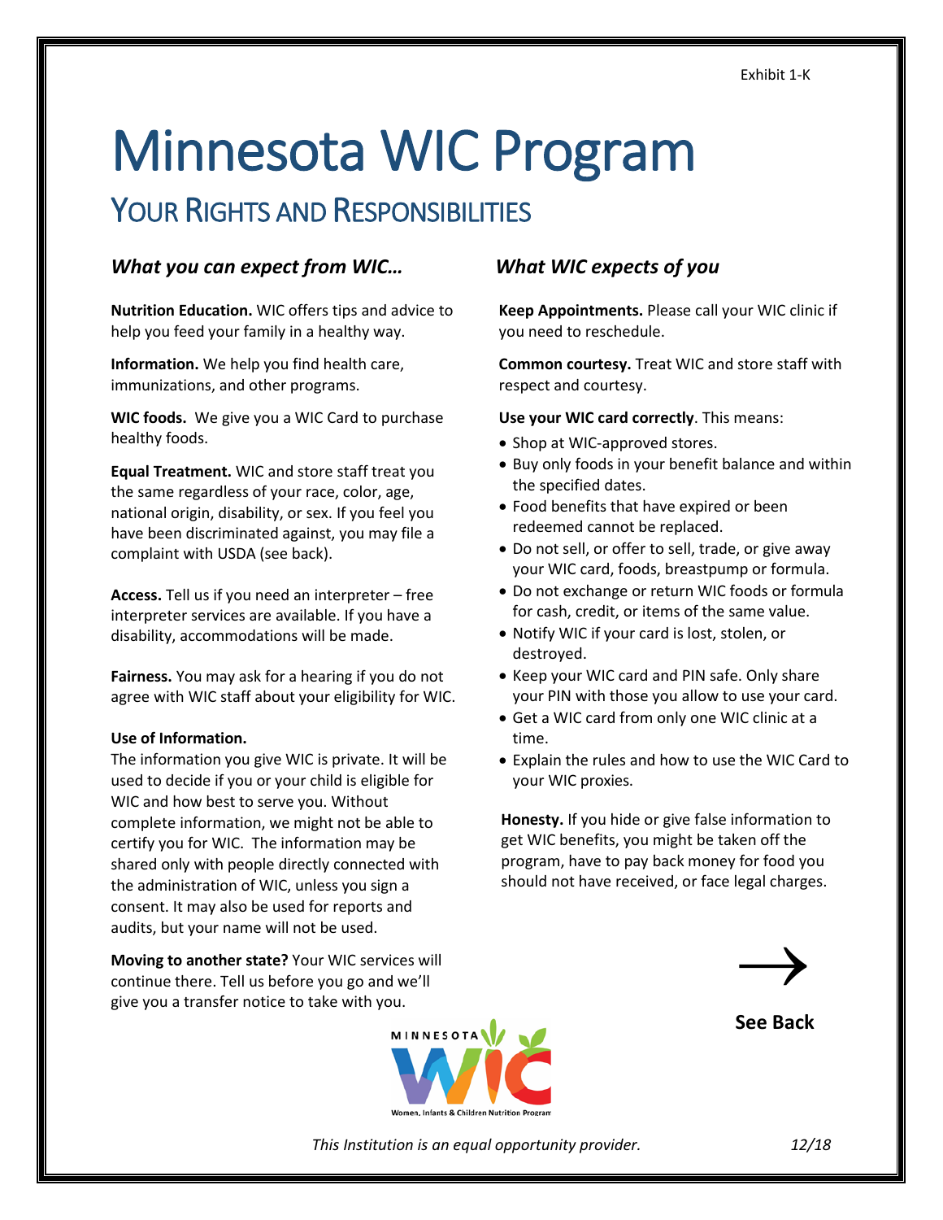Exhibit 1-K

# Minnesota WIC Program

## Your Rights and Responsibilities

### *What you can expect from WIC…*

**Nutrition Education.** WIC offers tips and advice to help you feed your family in a healthy way.

**Information.** We help you find health care, immunizations, and other programs.

**WIC foods.** We give you a WIC Card to purchase healthy foods.

**Equal Treatment.** WIC and store staff treat you the same regardless of your race, color, age, national origin, disability, or sex. If you feel you have been discriminated against, you may file a complaint with USDA (see back).

**Access.** Tell us if you need an interpreter – free interpreter services are available. If you have a disability, accommodations will be made.

**Fairness.** You may ask for a hearing if you do not agree with WIC staff about your eligibility for WIC.

**Use of Information.**
The information you give WIC is private. It will be used to decide if you or your child is eligible for WIC and how best to serve you. Without complete information, we might not be able to certify you for WIC. The information may be shared only with people directly connected with the administration of WIC, unless you sign a consent. It may also be used for reports and audits, but your name will not be used.

**Moving to another state?** Your WIC services will continue there. Tell us before you go and we'll give you a transfer notice to take with you.

### *What WIC expects of you*

**Keep Appointments.** Please call your WIC clinic if you need to reschedule.

**Common courtesy.** Treat WIC and store staff with respect and courtesy.

**Use your WIC card correctly**. This means:

- Shop at WIC-approved stores.
- Buy only foods in your benefit balance and within the specified dates.
- Food benefits that have expired or been redeemed cannot be replaced.
- Do not sell, or offer to sell, trade, or give away your WIC card, foods, breastpump or formula.
- Do not exchange or return WIC foods or formula for cash, credit, or items of the same value.
- Notify WIC if your card is lost, stolen, or destroyed.
- Keep your WIC card and PIN safe. Only share your PIN with those you allow to use your card.
- Get a WIC card from only one WIC clinic at a time.
- Explain the rules and how to use the WIC Card to your WIC proxies.

**Honesty.** If you hide or give false information to get WIC benefits, you might be taken off the program, have to pay back money for food you should not have received, or face legal charges.

→
**See Back**

MINNESOTA WIC
Women, Infants & Children Nutrition Program

*This Institution is an equal opportunity provider.*

*12/18*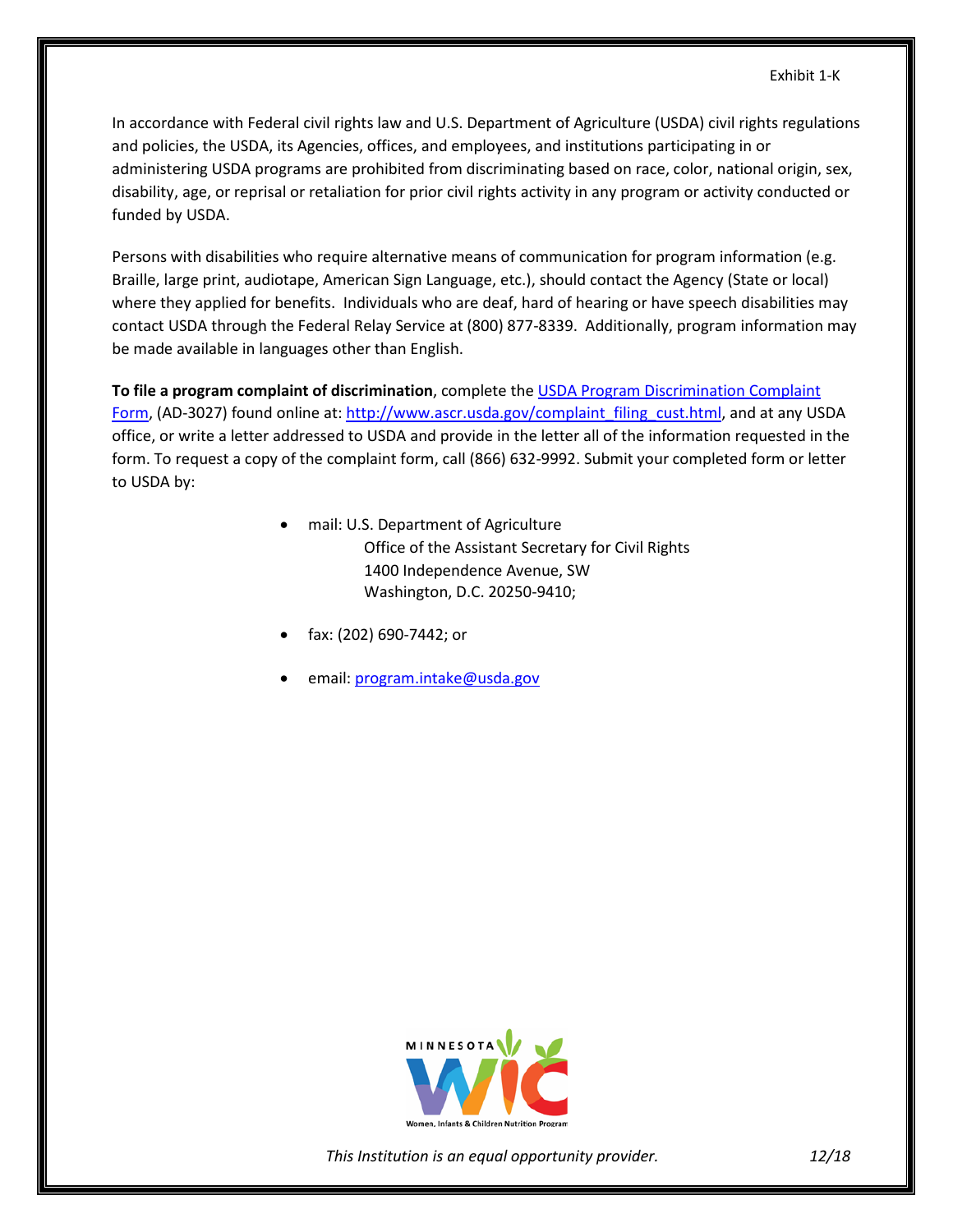Exhibit 1-K

In accordance with Federal civil rights law and U.S. Department of Agriculture (USDA) civil rights regulations and policies, the USDA, its Agencies, offices, and employees, and institutions participating in or administering USDA programs are prohibited from discriminating based on race, color, national origin, sex, disability, age, or reprisal or retaliation for prior civil rights activity in any program or activity conducted or funded by USDA.

Persons with disabilities who require alternative means of communication for program information (e.g. Braille, large print, audiotape, American Sign Language, etc.), should contact the Agency (State or local) where they applied for benefits. Individuals who are deaf, hard of hearing or have speech disabilities may contact USDA through the Federal Relay Service at (800) 877-8339. Additionally, program information may be made available in languages other than English.

**To file a program complaint of discrimination**, complete the [USDA Program Discrimination Complaint Form](http://www.ascr.usda.gov/complaint_filing_cust.html), (AD-3027) found online at: [http://www.ascr.usda.gov/complaint_filing_cust.html](http://www.ascr.usda.gov/complaint_filing_cust.html), and at any USDA office, or write a letter addressed to USDA and provide in the letter all of the information requested in the form. To request a copy of the complaint form, call (866) 632-9992. Submit your completed form or letter to USDA by:

- mail: U.S. Department of Agriculture
  Office of the Assistant Secretary for Civil Rights
  1400 Independence Avenue, SW
  Washington, D.C. 20250-9410;
- fax: (202) 690-7442; or
- email: [program.intake@usda.gov](mailto:program.intake@usda.gov)

MINNESOTA WIC

Women, Infants & Children Nutrition Program

*This Institution is an equal opportunity provider.* *12/18*